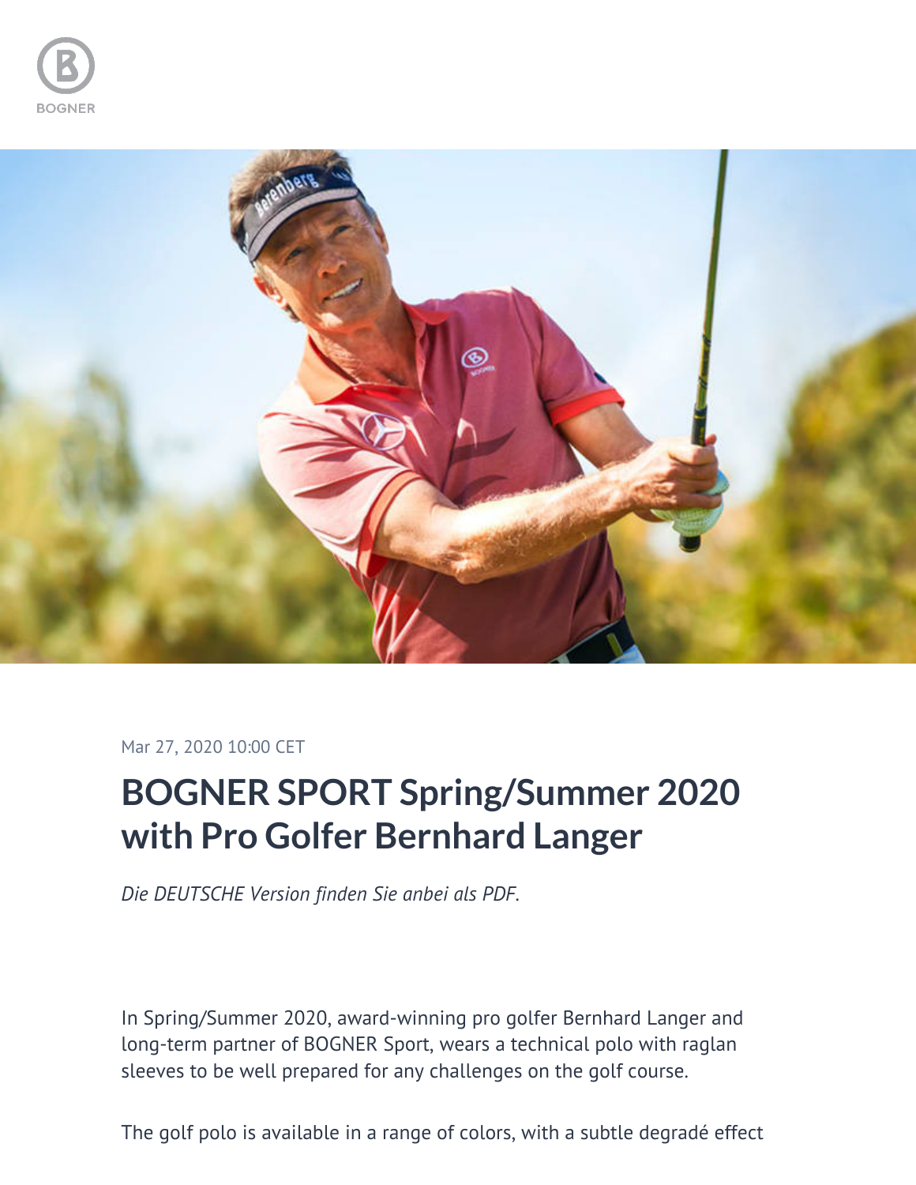Mar 27, 2020 10:00 CET

# BOGNER SPORT Spring/Summer 2020 with Pro Golfer Bernhard Langer

*Die DEUTSCHE Version finden Sie anbei als PDF.*

In Spring/Summer 2020, award-winning pro golfer Bernhard Langer and long-term partner of BOGNER Sport, wears a technical polo with raglan sleeves to be well prepared for any challenges on the golf course.

The golf polo is available in a range of colors, with a subtle degradé effect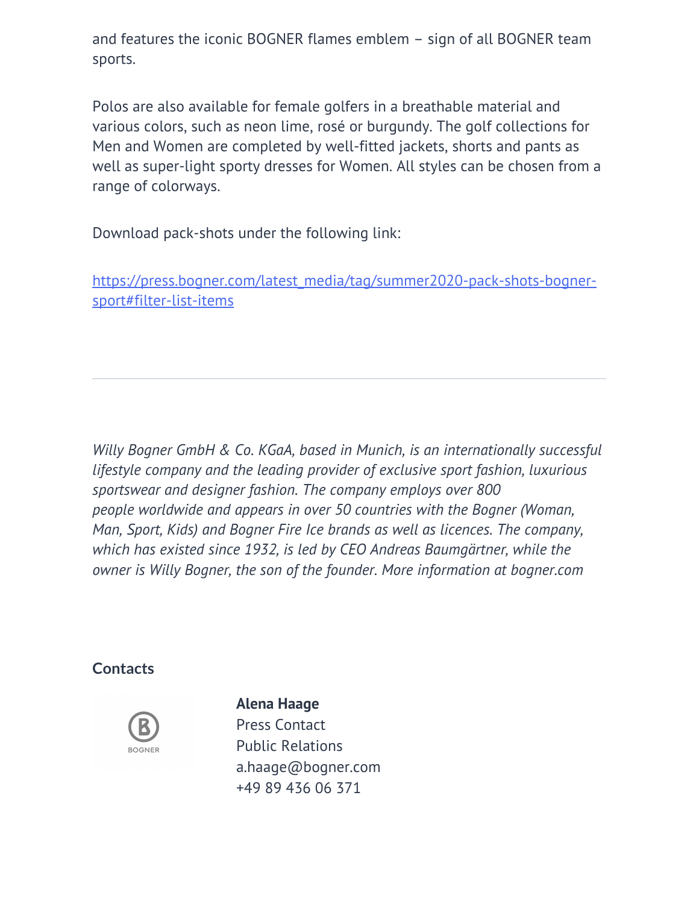and features the iconic BOGNER flames emblem – sign of all BOGNER team sports.

Polos are also available for female golfers in a breathable material and various colors, such as neon lime, rosé or burgundy. The golf collections for Men and Women are completed by well-fitted jackets, shorts and pants as well as super-light sporty dresses for Women. All styles can be chosen from a range of colorways.

Download pack-shots under the following link:

https://press.bogner.com/latest_media/tag/summer2020-pack-shots-bogner-sport#filter-list-items

---

*Willy Bogner GmbH & Co. KGaA, based in Munich, is an internationally successful lifestyle company and the leading provider of exclusive sport fashion, luxurious sportswear and designer fashion. The company employs over 800 people worldwide and appears in over 50 countries with the Bogner (Woman, Man, Sport, Kids) and Bogner Fire Ice brands as well as licences. The company, which has existed since 1932, is led by CEO Andreas Baumgärtner, while the owner is Willy Bogner, the son of the founder. More information at bogner.com*

## Contacts

**Alena Haage**
Press Contact
Public Relations
a.haage@bogner.com
+49 89 436 06 371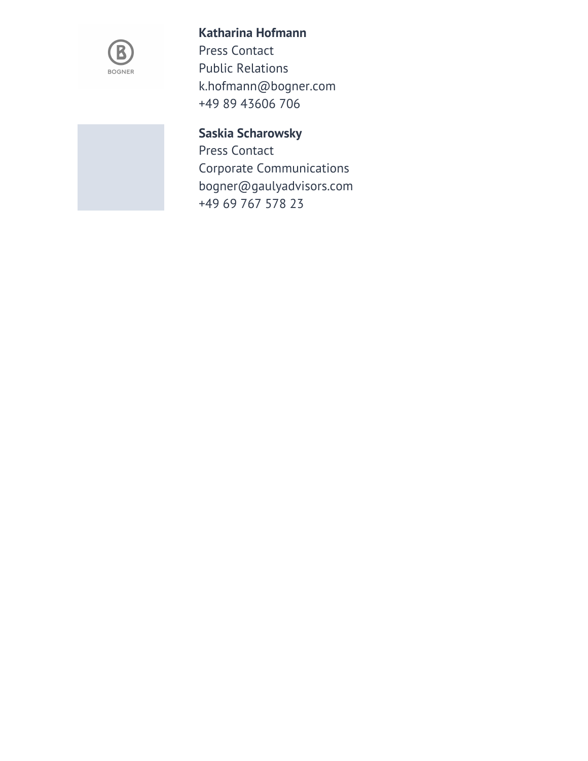**Katharina Hofmann**
Press Contact
Public Relations
k.hofmann@bogner.com
+49 89 43606 706

**Saskia Scharowsky**
Press Contact
Corporate Communications
bogner@gaulyadvisors.com
+49 69 767 578 23